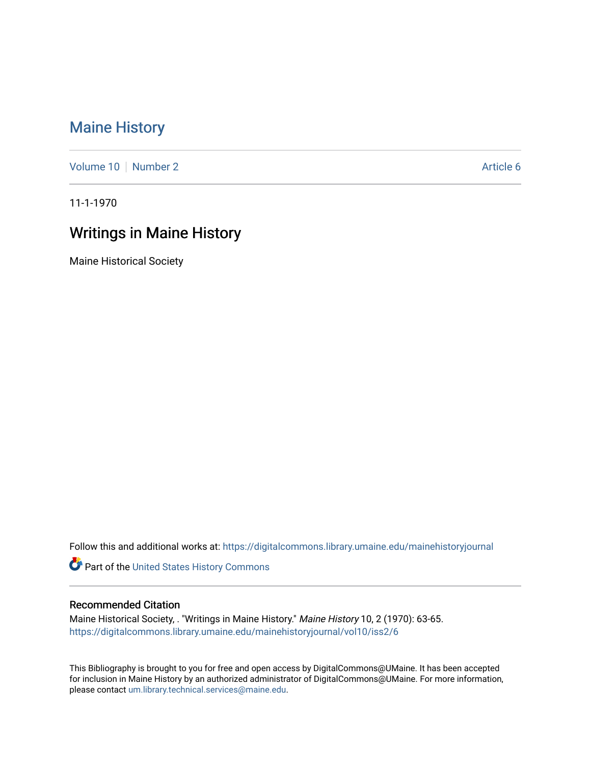# Maine History

Volume 10 | Number 2 | Article 6

11-1-1970

## Writings in Maine History

Maine Historical Society

Follow this and additional works at: https://digitalcommons.library.umaine.edu/mainehistoryjournal

Part of the United States History Commons

### Recommended Citation

Maine Historical Society, . "Writings in Maine History." *Maine History* 10, 2 (1970): 63-65.
https://digitalcommons.library.umaine.edu/mainehistoryjournal/vol10/iss2/6

This Bibliography is brought to you for free and open access by DigitalCommons@UMaine. It has been accepted for inclusion in Maine History by an authorized administrator of DigitalCommons@UMaine. For more information, please contact um.library.technical.services@maine.edu.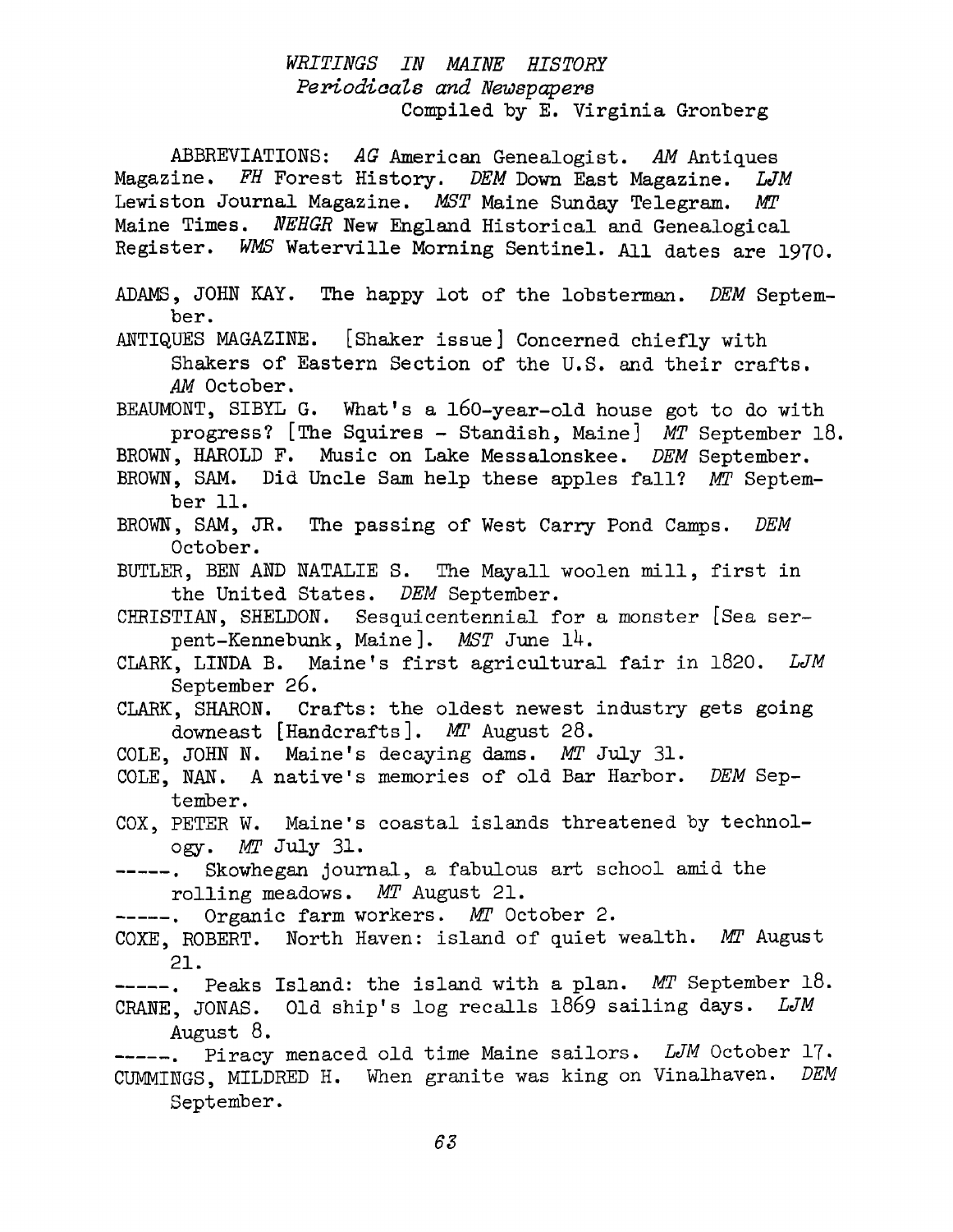# *WRITINGS IN MAINE HISTORY*
## *Periodicals and Newspapers*
Compiled by E. Virginia Gronberg

ABBREVIATIONS: *AG* American Genealogist. *AM* Antiques Magazine. *FH* Forest History. *DEM* Down East Magazine. *LJM* Lewiston Journal Magazine. *MST* Maine Sunday Telegram. *MT* Maine Times. *NEHGR* New England Historical and Genealogical Register. *WMS* Waterville Morning Sentinel. All dates are 1970.

ADAMS, JOHN KAY. The happy lot of the lobsterman. *DEM* September.

ANTIQUES MAGAZINE. [Shaker issue] Concerned chiefly with Shakers of Eastern Section of the U.S. and their crafts. *AM* October.

BEAUMONT, SIBYL G. What's a 160-year-old house got to do with progress? [The Squires - Standish, Maine] *MT* September 18.

BROWN, HAROLD F. Music on Lake Messalonskee. *DEM* September.

BROWN, SAM. Did Uncle Sam help these apples fall? *MT* September 11.

BROWN, SAM, JR. The passing of West Carry Pond Camps. *DEM* October.

BUTLER, BEN AND NATALIE S. The Mayall woolen mill, first in the United States. *DEM* September.

CHRISTIAN, SHELDON. Sesquicentennial for a monster [Sea serpent-Kennebunk, Maine]. *MST* June 14.

CLARK, LINDA B. Maine's first agricultural fair in 1820. *LJM* September 26.

CLARK, SHARON. Crafts: the oldest newest industry gets going downeast [Handcrafts]. *MT* August 28.

COLE, JOHN N. Maine's decaying dams. *MT* July 31.

COLE, NAN. A native's memories of old Bar Harbor. *DEM* September.

COX, PETER W. Maine's coastal islands threatened by technology. *MT* July 31.

-----. Skowhegan journal, a fabulous art school amid the rolling meadows. *MT* August 21.

-----. Organic farm workers. *MT* October 2.

COXE, ROBERT. North Haven: island of quiet wealth. *MT* August 21.

-----. Peaks Island: the island with a plan. *MT* September 18.

CRANE, JONAS. Old ship's log recalls 1869 sailing days. *LJM* August 8.

-----. Piracy menaced old time Maine sailors. *LJM* October 17.

CUMMINGS, MILDRED H. When granite was king on Vinalhaven. *DEM* September.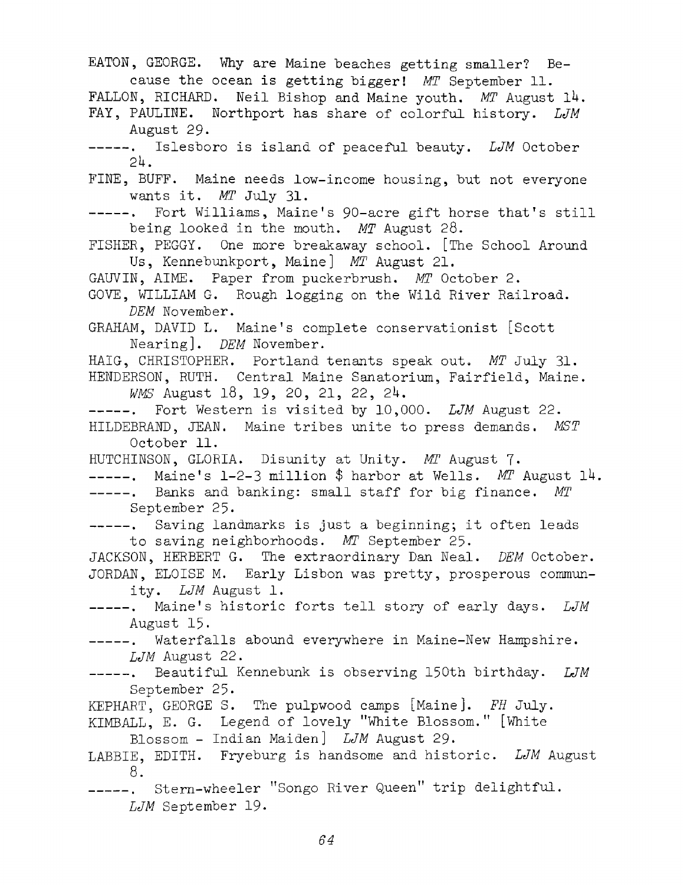EATON, GEORGE. Why are Maine beaches getting smaller? Because the ocean is getting bigger! *MT* September 11.

FALLON, RICHARD. Neil Bishop and Maine youth. *MT* August 14.

FAY, PAULINE. Northport has share of colorful history. *LJM* August 29.

-----. Islesboro is island of peaceful beauty. *LJM* October 24.

FINE, BUFF. Maine needs low-income housing, but not everyone wants it. *MT* July 31.

-----. Fort Williams, Maine's 90-acre gift horse that's still being looked in the mouth. *MT* August 28.

FISHER, PEGGY. One more breakaway school. [The School Around Us, Kennebunkport, Maine] *MT* August 21.

GAUVIN, AIME. Paper from puckerbrush. *MT* October 2.

GOVE, WILLIAM G. Rough logging on the Wild River Railroad. *DEM* November.

GRAHAM, DAVID L. Maine's complete conservationist [Scott Nearing]. *DEM* November.

HAIG, CHRISTOPHER. Portland tenants speak out. *MT* July 31.

HENDERSON, RUTH. Central Maine Sanatorium, Fairfield, Maine. *WMS* August 18, 19, 20, 21, 22, 24.

-----. Fort Western is visited by 10,000. *LJM* August 22.

HILDEBRAND, JEAN. Maine tribes unite to press demands. *MST* October 11.

HUTCHINSON, GLORIA. Disunity at Unity. *MT* August 7.

-----. Maine's 1-2-3 million $ harbor at Wells. *MT* August 14.

-----. Banks and banking: small staff for big finance. *MT* September 25.

-----. Saving landmarks is just a beginning; it often leads to saving neighborhoods. *MT* September 25.

JACKSON, HERBERT G. The extraordinary Dan Neal. *DEM* October.

JORDAN, ELOISE M. Early Lisbon was pretty, prosperous community. *LJM* August 1.

-----. Maine's historic forts tell story of early days. *LJM* August 15.

-----. Waterfalls abound everywhere in Maine-New Hampshire. *LJM* August 22.

-----. Beautiful Kennebunk is observing 150th birthday. *LJM* September 25.

KEPHART, GEORGE S. The pulpwood camps [Maine]. *FH* July.

KIMBALL, E. G. Legend of lovely "White Blossom." [White Blossom - Indian Maiden] *LJM* August 29.

LABBIE, EDITH. Fryeburg is handsome and historic. *LJM* August 8.

-----. Stern-wheeler "Songo River Queen" trip delightful. *LJM* September 19.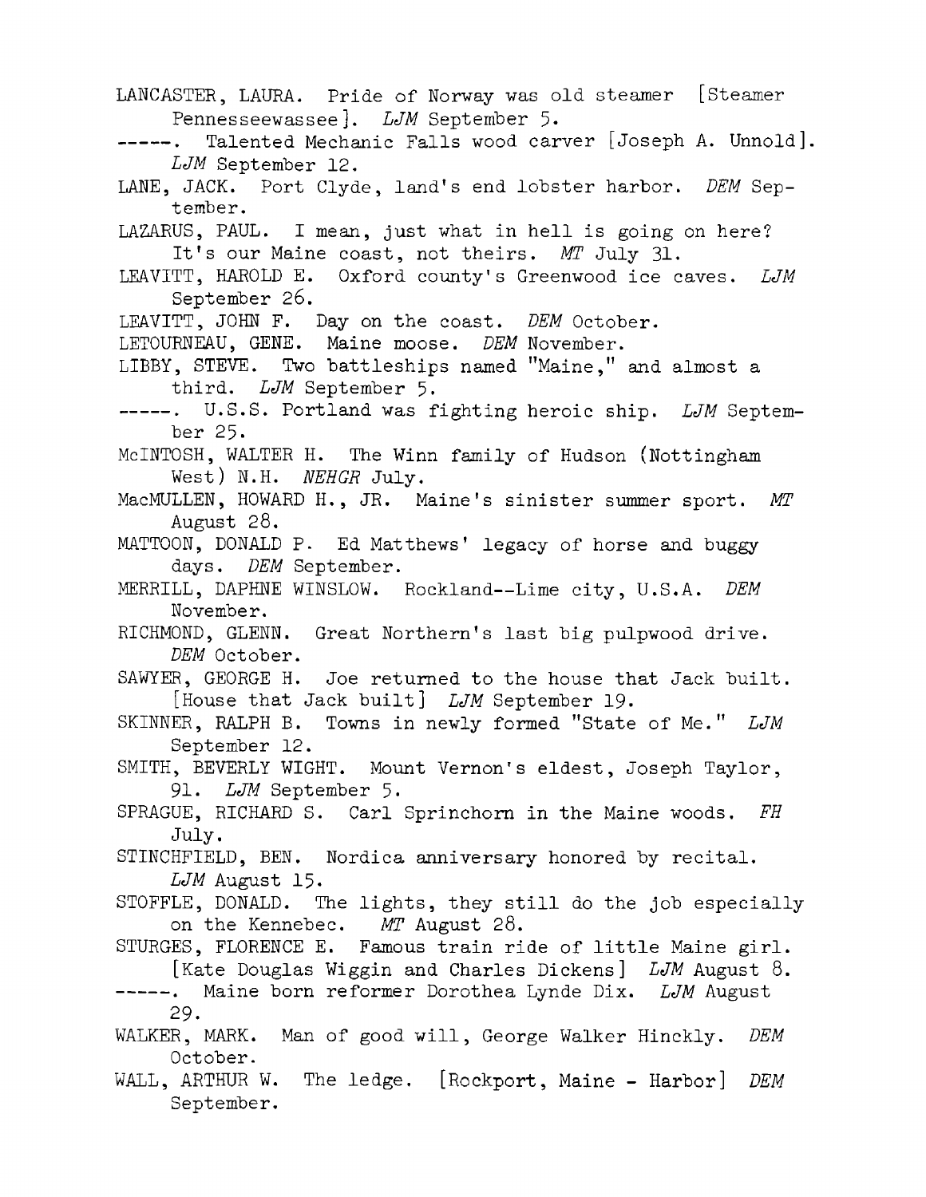LANCASTER, LAURA. Pride of Norway was old steamer [Steamer Pennesseewassee]. *LJM* September 5.

-----. Talented Mechanic Falls wood carver [Joseph A. Unnold]. *LJM* September 12.

LANE, JACK. Port Clyde, land's end lobster harbor. *DEM* September.

LAZARUS, PAUL. I mean, just what in hell is going on here? It's our Maine coast, not theirs. *MT* July 31.

LEAVITT, HAROLD E. Oxford county's Greenwood ice caves. *LJM* September 26.

LEAVITT, JOHN F. Day on the coast. *DEM* October.

LETOURNEAU, GENE. Maine moose. *DEM* November.

LIBBY, STEVE. Two battleships named "Maine," and almost a third. *LJM* September 5.

-----. U.S.S. Portland was fighting heroic ship. *LJM* September 25.

McINTOSH, WALTER H. The Winn family of Hudson (Nottingham West) N.H. *NEHGR* July.

MacMULLEN, HOWARD H., JR. Maine's sinister summer sport. *MT* August 28.

MATTOON, DONALD P. Ed Matthews' legacy of horse and buggy days. *DEM* September.

MERRILL, DAPHNE WINSLOW. Rockland--Lime city, U.S.A. *DEM* November.

RICHMOND, GLENN. Great Northern's last big pulpwood drive. *DEM* October.

SAWYER, GEORGE H. Joe returned to the house that Jack built. [House that Jack built] *LJM* September 19.

SKINNER, RALPH B. Towns in newly formed "State of Me." *LJM* September 12.

SMITH, BEVERLY WIGHT. Mount Vernon's eldest, Joseph Taylor, 91. *LJM* September 5.

SPRAGUE, RICHARD S. Carl Sprinchorn in the Maine woods. *FH* July.

STINCHFIELD, BEN. Nordica anniversary honored by recital. *LJM* August 15.

STOFFLE, DONALD. The lights, they still do the job especially on the Kennebec. *MT* August 28.

STURGES, FLORENCE E. Famous train ride of little Maine girl. [Kate Douglas Wiggin and Charles Dickens] *LJM* August 8.

-----. Maine born reformer Dorothea Lynde Dix. *LJM* August 29.

WALKER, MARK. Man of good will, George Walker Hinckly. *DEM* October.

WALL, ARTHUR W. The ledge. [Rockport, Maine - Harbor] *DEM* September.